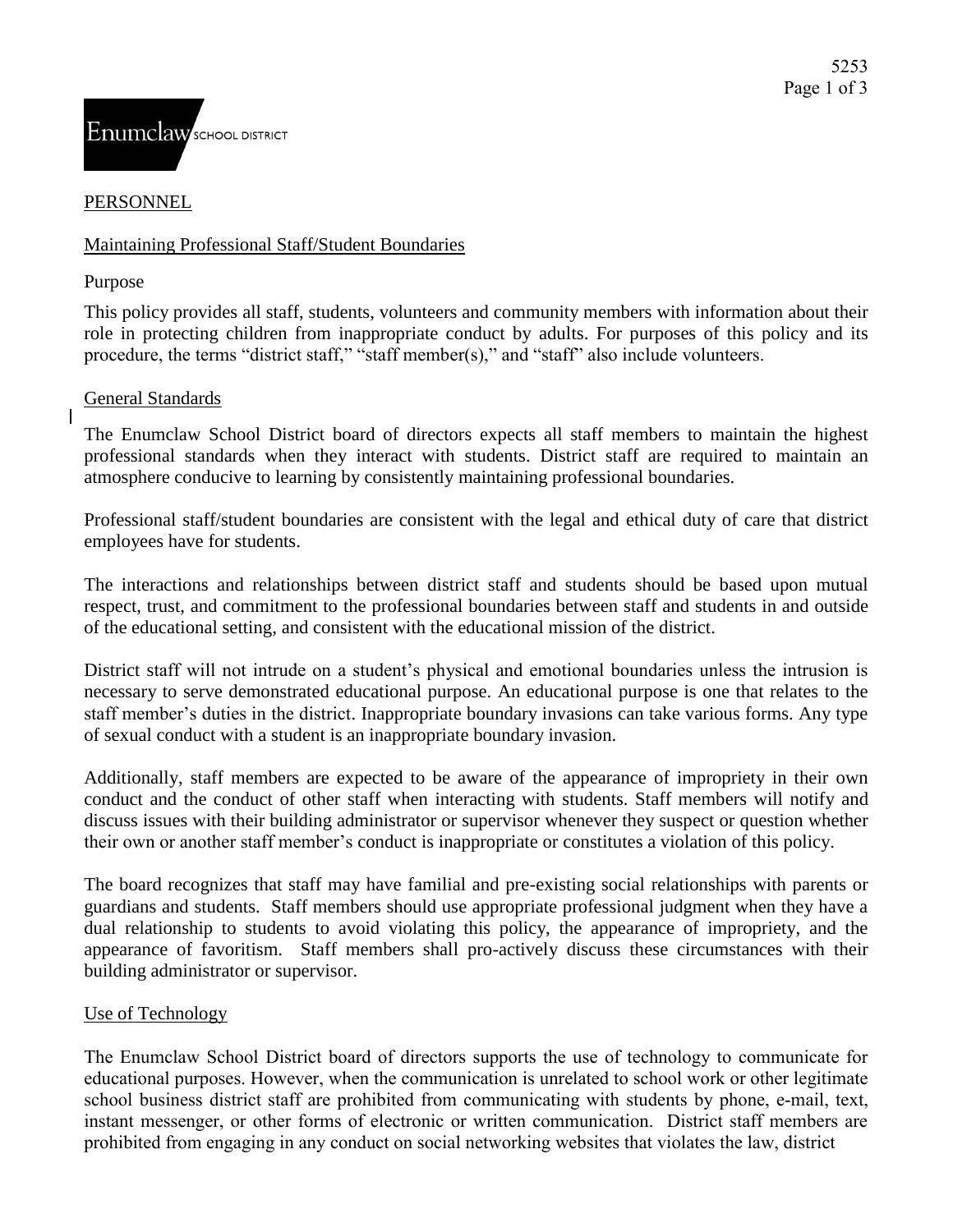Enumclaw SCHOOL DISTRICT

PERSONNEL

## Maintaining Professional Staff/Student Boundaries

### Purpose

This policy provides all staff, students, volunteers and community members with information about their role in protecting children from inappropriate conduct by adults. For purposes of this policy and its procedure, the terms "district staff," "staff member(s)," and "staff" also include volunteers.

### General Standards

The Enumclaw School District board of directors expects all staff members to maintain the highest professional standards when they interact with students. District staff are required to maintain an atmosphere conducive to learning by consistently maintaining professional boundaries.

Professional staff/student boundaries are consistent with the legal and ethical duty of care that district employees have for students.

The interactions and relationships between district staff and students should be based upon mutual respect, trust, and commitment to the professional boundaries between staff and students in and outside of the educational setting, and consistent with the educational mission of the district.

District staff will not intrude on a student's physical and emotional boundaries unless the intrusion is necessary to serve demonstrated educational purpose. An educational purpose is one that relates to the staff member's duties in the district. Inappropriate boundary invasions can take various forms. Any type of sexual conduct with a student is an inappropriate boundary invasion.

Additionally, staff members are expected to be aware of the appearance of impropriety in their own conduct and the conduct of other staff when interacting with students. Staff members will notify and discuss issues with their building administrator or supervisor whenever they suspect or question whether their own or another staff member's conduct is inappropriate or constitutes a violation of this policy.

The board recognizes that staff may have familial and pre-existing social relationships with parents or guardians and students. Staff members should use appropriate professional judgment when they have a dual relationship to students to avoid violating this policy, the appearance of impropriety, and the appearance of favoritism. Staff members shall pro-actively discuss these circumstances with their building administrator or supervisor.

### Use of Technology

The Enumclaw School District board of directors supports the use of technology to communicate for educational purposes. However, when the communication is unrelated to school work or other legitimate school business district staff are prohibited from communicating with students by phone, e-mail, text, instant messenger, or other forms of electronic or written communication. District staff members are prohibited from engaging in any conduct on social networking websites that violates the law, district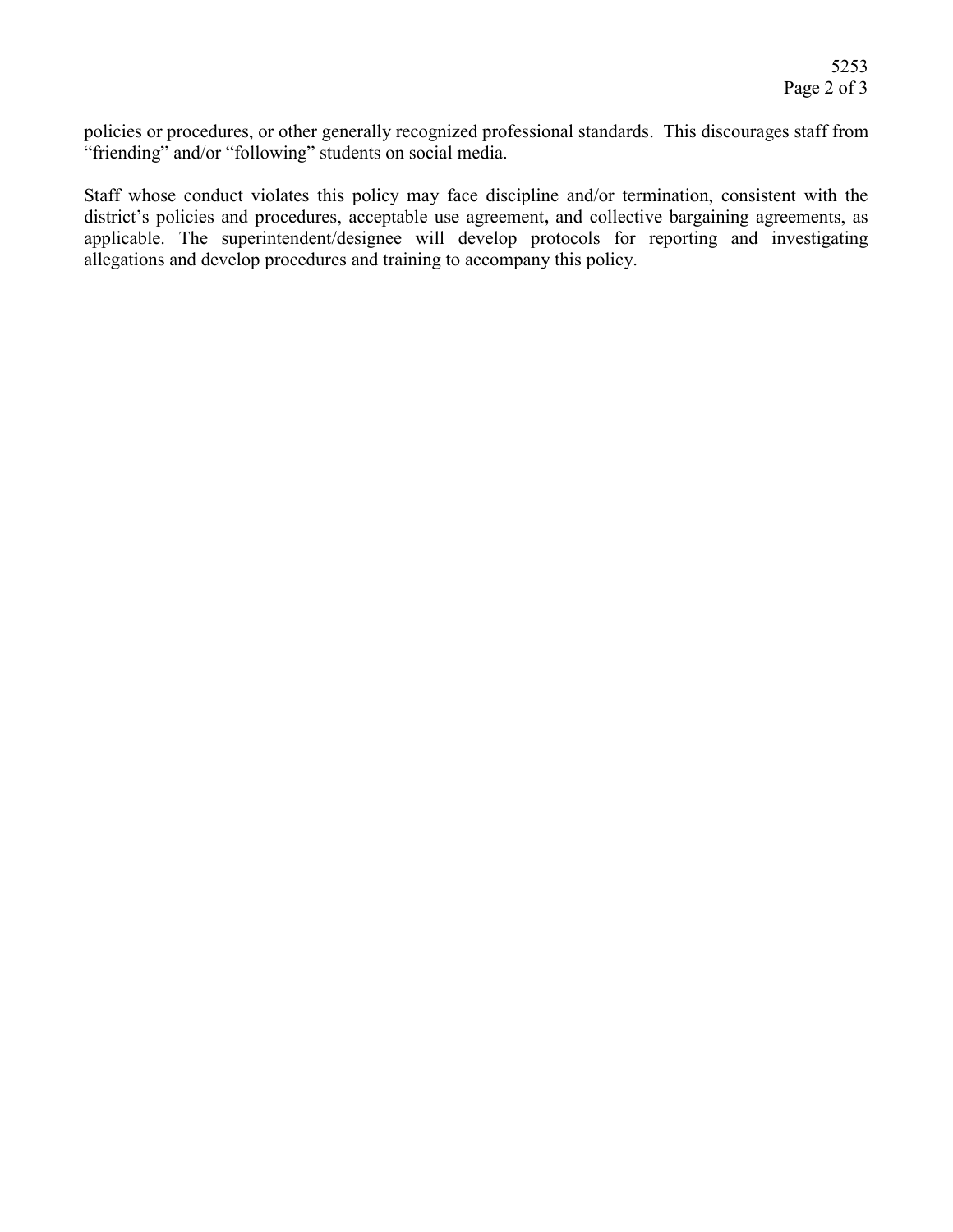policies or procedures, or other generally recognized professional standards. This discourages staff from "friending" and/or "following" students on social media.

Staff whose conduct violates this policy may face discipline and/or termination, consistent with the district's policies and procedures, acceptable use agreement**,** and collective bargaining agreements, as applicable. The superintendent/designee will develop protocols for reporting and investigating allegations and develop procedures and training to accompany this policy.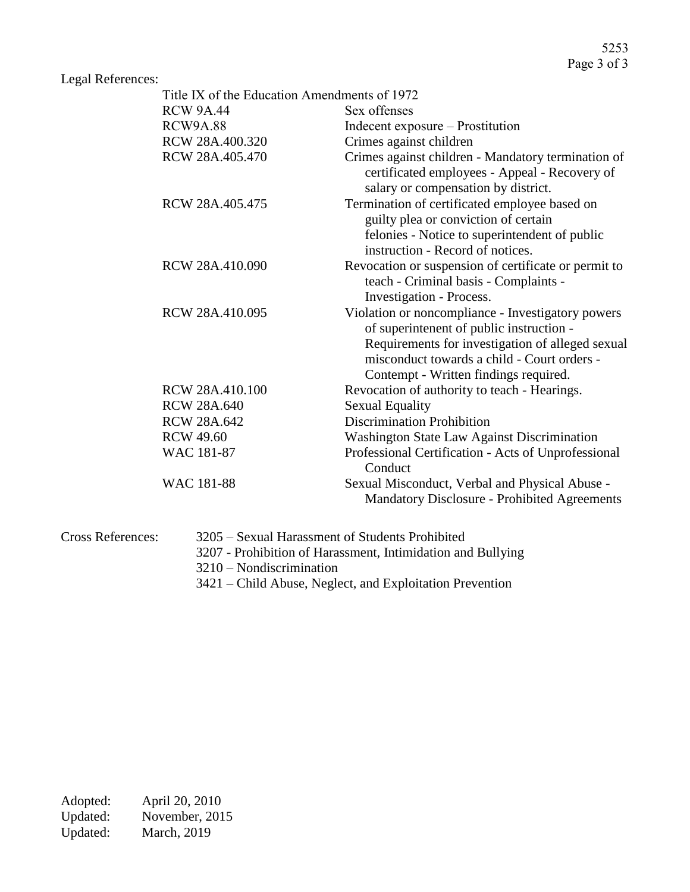Legal References:

| | |
|---|---|
| Title IX of the Education Amendments of 1972 | |
| RCW 9A.44 | Sex offenses |
| RCW9A.88 | Indecent exposure – Prostitution |
| RCW 28A.400.320 | Crimes against children |
| RCW 28A.405.470 | Crimes against children - Mandatory termination of certificated employees - Appeal - Recovery of salary or compensation by district. |
| RCW 28A.405.475 | Termination of certificated employee based on guilty plea or conviction of certain felonies - Notice to superintendent of public instruction - Record of notices. |
| RCW 28A.410.090 | Revocation or suspension of certificate or permit to teach - Criminal basis - Complaints - Investigation - Process. |
| RCW 28A.410.095 | Violation or noncompliance - Investigatory powers of superintenent of public instruction - Requirements for investigation of alleged sexual misconduct towards a child - Court orders - Contempt - Written findings required. |
| RCW 28A.410.100 | Revocation of authority to teach - Hearings. |
| RCW 28A.640 | Sexual Equality |
| RCW 28A.642 | Discrimination Prohibition |
| RCW 49.60 | Washington State Law Against Discrimination |
| WAC 181-87 | Professional Certification - Acts of Unprofessional Conduct |
| WAC 181-88 | Sexual Misconduct, Verbal and Physical Abuse - Mandatory Disclosure - Prohibited Agreements |

Cross References:
3205 – Sexual Harassment of Students Prohibited
3207 - Prohibition of Harassment, Intimidation and Bullying
3210 – Nondiscrimination
3421 – Child Abuse, Neglect, and Exploitation Prevention

Adopted: April 20, 2010
Updated: November, 2015
Updated: March, 2019